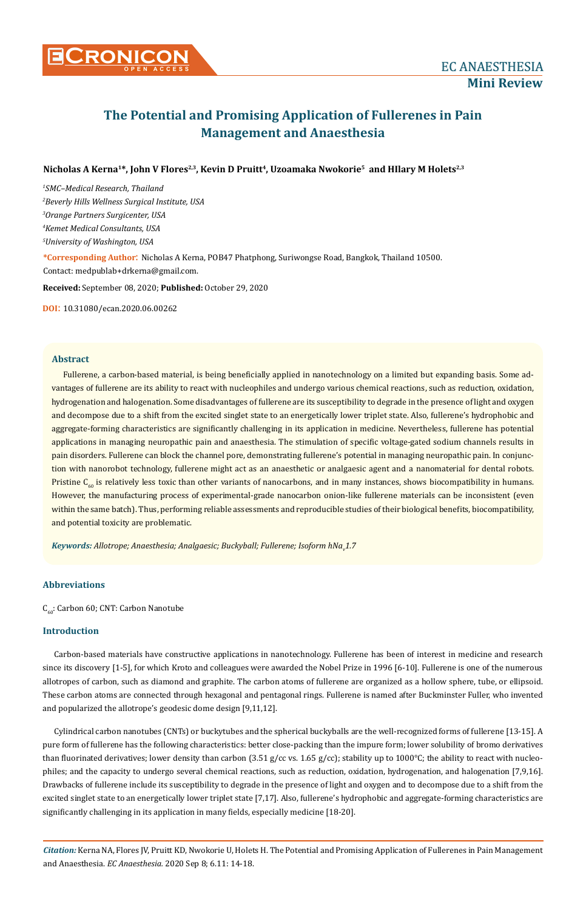# The Potential and Promising Application of Fullerenes in Pain Management and Anaesthesia

**Nicholas A Kerna[1]*, John V Flores[2,3], Kevin D Pruitt[4], Uzoamaka Nwokorie[5] and HIlary M Holets[2,3]**

*[1]SMC–Medical Research, Thailand*

*[2]Beverly Hills Wellness Surgical Institute, USA*

*[3]Orange Partners Surgicenter, USA*

*[4]Kemet Medical Consultants, USA*

*[5]University of Washington, USA*

**\*Corresponding Author:** Nicholas A Kerna, POB47 Phatphong, Suriwongse Road, Bangkok, Thailand 10500. Contact: medpublab+drkerna@gmail.com.

**Received:** September 08, 2020; **Published:** October 29, 2020

**DOI:** 10.31080/ecan.2020.06.00262

## Abstract

Fullerene, a carbon-based material, is being beneficially applied in nanotechnology on a limited but expanding basis. Some advantages of fullerene are its ability to react with nucleophiles and undergo various chemical reactions, such as reduction, oxidation, hydrogenation and halogenation. Some disadvantages of fullerene are its susceptibility to degrade in the presence of light and oxygen and decompose due to a shift from the excited singlet state to an energetically lower triplet state. Also, fullerene's hydrophobic and aggregate-forming characteristics are significantly challenging in its application in medicine. Nevertheless, fullerene has potential applications in managing neuropathic pain and anaesthesia. The stimulation of specific voltage-gated sodium channels results in pain disorders. Fullerene can block the channel pore, demonstrating fullerene's potential in managing neuropathic pain. In conjunction with nanorobot technology, fullerene might act as an anaesthetic or analgaesic agent and a nanomaterial for dental robots. Pristine $C_{60}$ is relatively less toxic than other variants of nanocarbons, and in many instances, shows biocompatibility in humans. However, the manufacturing process of experimental-grade nanocarbon onion-like fullerene materials can be inconsistent (even within the same batch). Thus, performing reliable assessments and reproducible studies of their biological benefits, biocompatibility, and potential toxicity are problematic.

***Keywords:*** *Allotrope; Anaesthesia; Analgaesic; Buckyball; Fullerene; Isoform hNa$_v$1.7*

## Abbreviations

$C_{60}$: Carbon 60; CNT: Carbon Nanotube

## Introduction

Carbon-based materials have constructive applications in nanotechnology. Fullerene has been of interest in medicine and research since its discovery [1-5], for which Kroto and colleagues were awarded the Nobel Prize in 1996 [6-10]. Fullerene is one of the numerous allotropes of carbon, such as diamond and graphite. The carbon atoms of fullerene are organized as a hollow sphere, tube, or ellipsoid. These carbon atoms are connected through hexagonal and pentagonal rings. Fullerene is named after Buckminster Fuller, who invented and popularized the allotrope's geodesic dome design [9,11,12].

Cylindrical carbon nanotubes (CNTs) or buckytubes and the spherical buckyballs are the well-recognized forms of fullerene [13-15]. A pure form of fullerene has the following characteristics: better close-packing than the impure form; lower solubility of bromo derivatives than fluorinated derivatives; lower density than carbon (3.51 g/cc vs. 1.65 g/cc); stability up to 1000°C; the ability to react with nucleophiles; and the capacity to undergo several chemical reactions, such as reduction, oxidation, hydrogenation, and halogenation [7,9,16]. Drawbacks of fullerene include its susceptibility to degrade in the presence of light and oxygen and to decompose due to a shift from the excited singlet state to an energetically lower triplet state [7,17]. Also, fullerene's hydrophobic and aggregate-forming characteristics are significantly challenging in its application in many fields, especially medicine [18-20].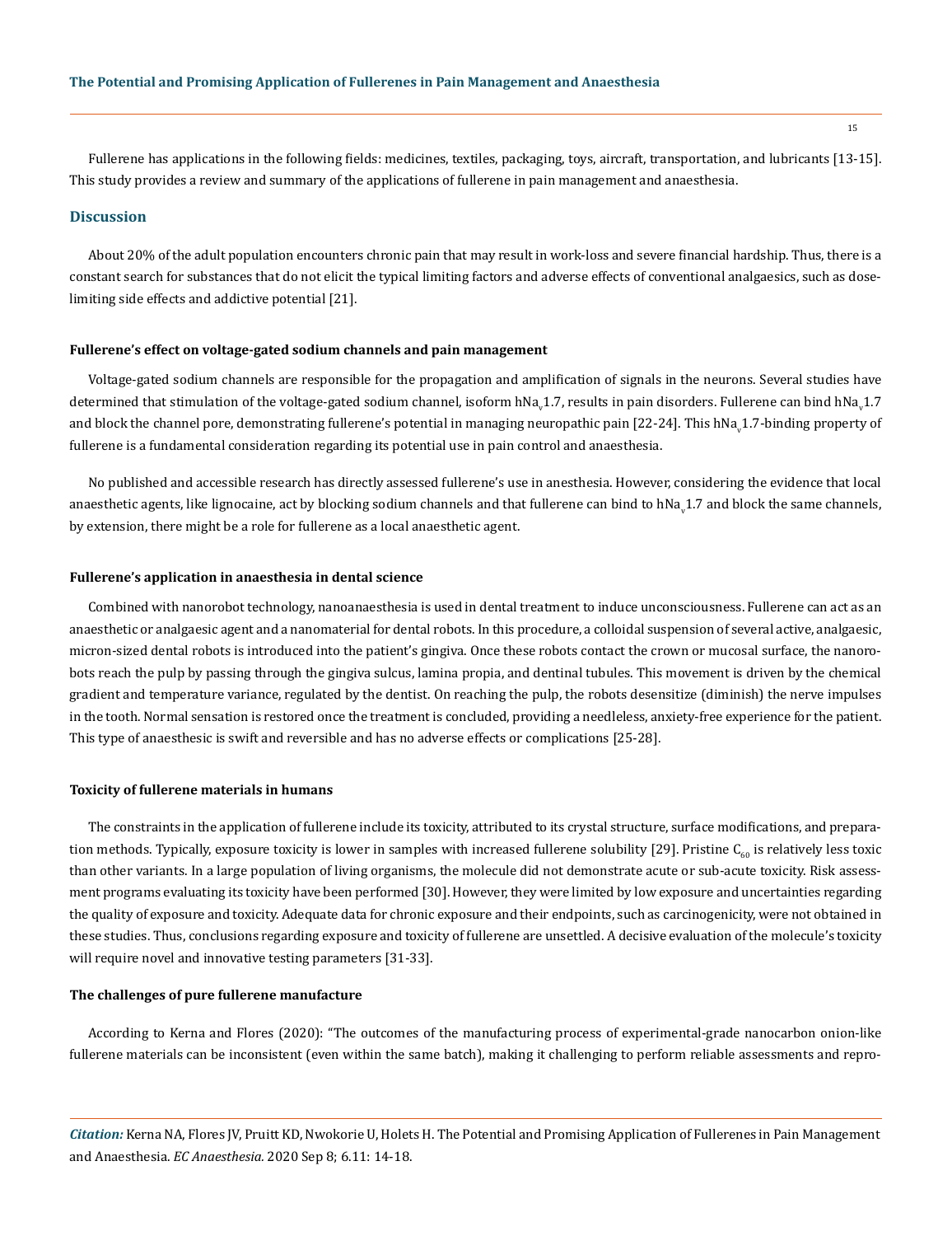Fullerene has applications in the following fields: medicines, textiles, packaging, toys, aircraft, transportation, and lubricants [13-15]. This study provides a review and summary of the applications of fullerene in pain management and anaesthesia.

## Discussion

About 20% of the adult population encounters chronic pain that may result in work-loss and severe financial hardship. Thus, there is a constant search for substances that do not elicit the typical limiting factors and adverse effects of conventional analgaesics, such as dose-limiting side effects and addictive potential [21].

### Fullerene's effect on voltage-gated sodium channels and pain management

Voltage-gated sodium channels are responsible for the propagation and amplification of signals in the neurons. Several studies have determined that stimulation of the voltage-gated sodium channel, isoform $hNa_v1.7$, results in pain disorders. Fullerene can bind $hNa_v1.7$ and block the channel pore, demonstrating fullerene's potential in managing neuropathic pain [22-24]. This $hNa_v1.7$-binding property of fullerene is a fundamental consideration regarding its potential use in pain control and anaesthesia.

No published and accessible research has directly assessed fullerene's use in anesthesia. However, considering the evidence that local anaesthetic agents, like lignocaine, act by blocking sodium channels and that fullerene can bind to $hNa_v1.7$ and block the same channels, by extension, there might be a role for fullerene as a local anaesthetic agent.

### Fullerene's application in anaesthesia in dental science

Combined with nanorobot technology, nanoanaesthesia is used in dental treatment to induce unconsciousness. Fullerene can act as an anaesthetic or analgaesic agent and a nanomaterial for dental robots. In this procedure, a colloidal suspension of several active, analgaesic, micron-sized dental robots is introduced into the patient's gingiva. Once these robots contact the crown or mucosal surface, the nanorobots reach the pulp by passing through the gingiva sulcus, lamina propia, and dentinal tubules. This movement is driven by the chemical gradient and temperature variance, regulated by the dentist. On reaching the pulp, the robots desensitize (diminish) the nerve impulses in the tooth. Normal sensation is restored once the treatment is concluded, providing a needleless, anxiety-free experience for the patient. This type of anaesthesic is swift and reversible and has no adverse effects or complications [25-28].

### Toxicity of fullerene materials in humans

The constraints in the application of fullerene include its toxicity, attributed to its crystal structure, surface modifications, and preparation methods. Typically, exposure toxicity is lower in samples with increased fullerene solubility [29]. Pristine $C_{60}$ is relatively less toxic than other variants. In a large population of living organisms, the molecule did not demonstrate acute or sub-acute toxicity. Risk assessment programs evaluating its toxicity have been performed [30]. However, they were limited by low exposure and uncertainties regarding the quality of exposure and toxicity. Adequate data for chronic exposure and their endpoints, such as carcinogenicity, were not obtained in these studies. Thus, conclusions regarding exposure and toxicity of fullerene are unsettled. A decisive evaluation of the molecule's toxicity will require novel and innovative testing parameters [31-33].

### The challenges of pure fullerene manufacture

According to Kerna and Flores (2020): "The outcomes of the manufacturing process of experimental-grade nanocarbon onion-like fullerene materials can be inconsistent (even within the same batch), making it challenging to perform reliable assessments and repro-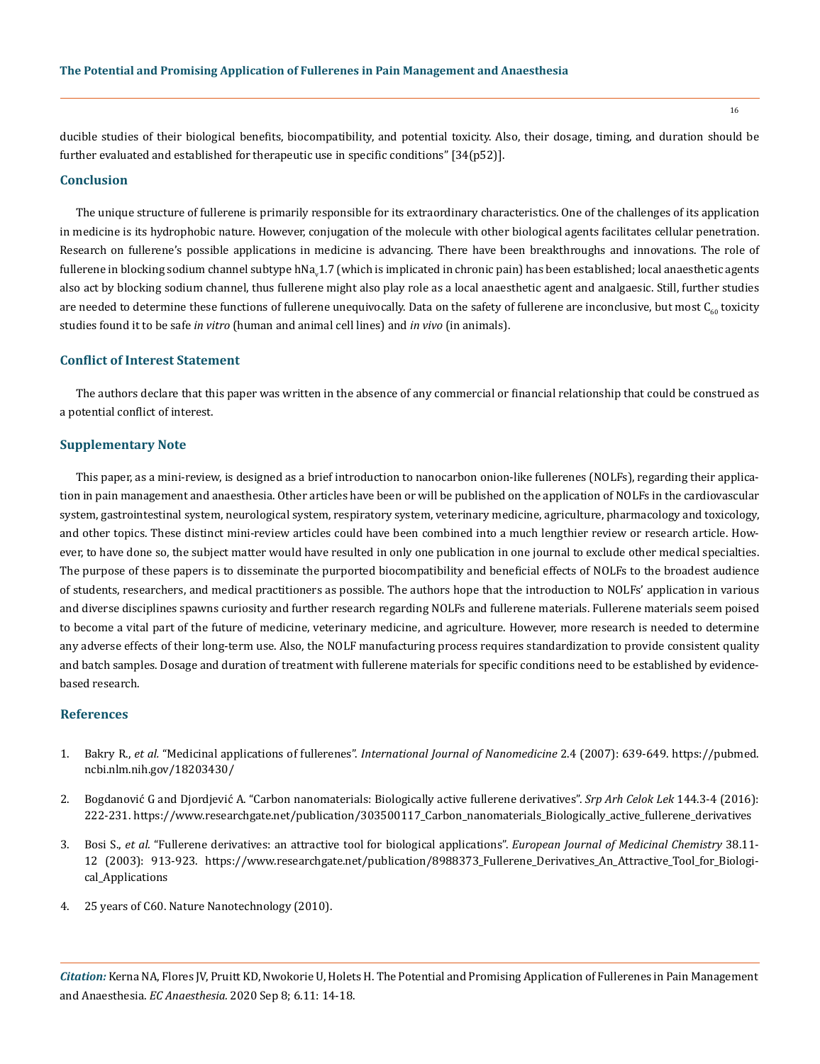ducible studies of their biological benefits, biocompatibility, and potential toxicity. Also, their dosage, timing, and duration should be further evaluated and established for therapeutic use in specific conditions" [34(p52)].

## Conclusion

The unique structure of fullerene is primarily responsible for its extraordinary characteristics. One of the challenges of its application in medicine is its hydrophobic nature. However, conjugation of the molecule with other biological agents facilitates cellular penetration. Research on fullerene's possible applications in medicine is advancing. There have been breakthroughs and innovations. The role of fullerene in blocking sodium channel subtype $hNa_v1.7$ (which is implicated in chronic pain) has been established; local anaesthetic agents also act by blocking sodium channel, thus fullerene might also play role as a local anaesthetic agent and analgaesic. Still, further studies are needed to determine these functions of fullerene unequivocally. Data on the safety of fullerene are inconclusive, but most $C_{60}$ toxicity studies found it to be safe *in vitro* (human and animal cell lines) and *in vivo* (in animals).

## Conflict of Interest Statement

The authors declare that this paper was written in the absence of any commercial or financial relationship that could be construed as a potential conflict of interest.

## Supplementary Note

This paper, as a mini-review, is designed as a brief introduction to nanocarbon onion-like fullerenes (NOLFs), regarding their application in pain management and anaesthesia. Other articles have been or will be published on the application of NOLFs in the cardiovascular system, gastrointestinal system, neurological system, respiratory system, veterinary medicine, agriculture, pharmacology and toxicology, and other topics. These distinct mini-review articles could have been combined into a much lengthier review or research article. However, to have done so, the subject matter would have resulted in only one publication in one journal to exclude other medical specialties. The purpose of these papers is to disseminate the purported biocompatibility and beneficial effects of NOLFs to the broadest audience of students, researchers, and medical practitioners as possible. The authors hope that the introduction to NOLFs' application in various and diverse disciplines spawns curiosity and further research regarding NOLFs and fullerene materials. Fullerene materials seem poised to become a vital part of the future of medicine, veterinary medicine, and agriculture. However, more research is needed to determine any adverse effects of their long-term use. Also, the NOLF manufacturing process requires standardization to provide consistent quality and batch samples. Dosage and duration of treatment with fullerene materials for specific conditions need to be established by evidence-based research.

## References

1. Bakry R., *et al.* "Medicinal applications of fullerenes". *International Journal of Nanomedicine* 2.4 (2007): 639-649. https://pubmed.ncbi.nlm.nih.gov/18203430/
2. Bogdanović G and Djordjević A. "Carbon nanomaterials: Biologically active fullerene derivatives". *Srp Arh Celok Lek* 144.3-4 (2016): 222-231. https://www.researchgate.net/publication/303500117_Carbon_nanomaterials_Biologically_active_fullerene_derivatives
3. Bosi S., *et al.* "Fullerene derivatives: an attractive tool for biological applications". *European Journal of Medicinal Chemistry* 38.11-12 (2003): 913-923. https://www.researchgate.net/publication/8988373_Fullerene_Derivatives_An_Attractive_Tool_for_Biological_Applications
4. 25 years of C60. Nature Nanotechnology (2010).

*Citation:* Kerna NA, Flores JV, Pruitt KD, Nwokorie U, Holets H. The Potential and Promising Application of Fullerenes in Pain Management and Anaesthesia. *EC Anaesthesia.* 2020 Sep 8; 6.11: 14-18.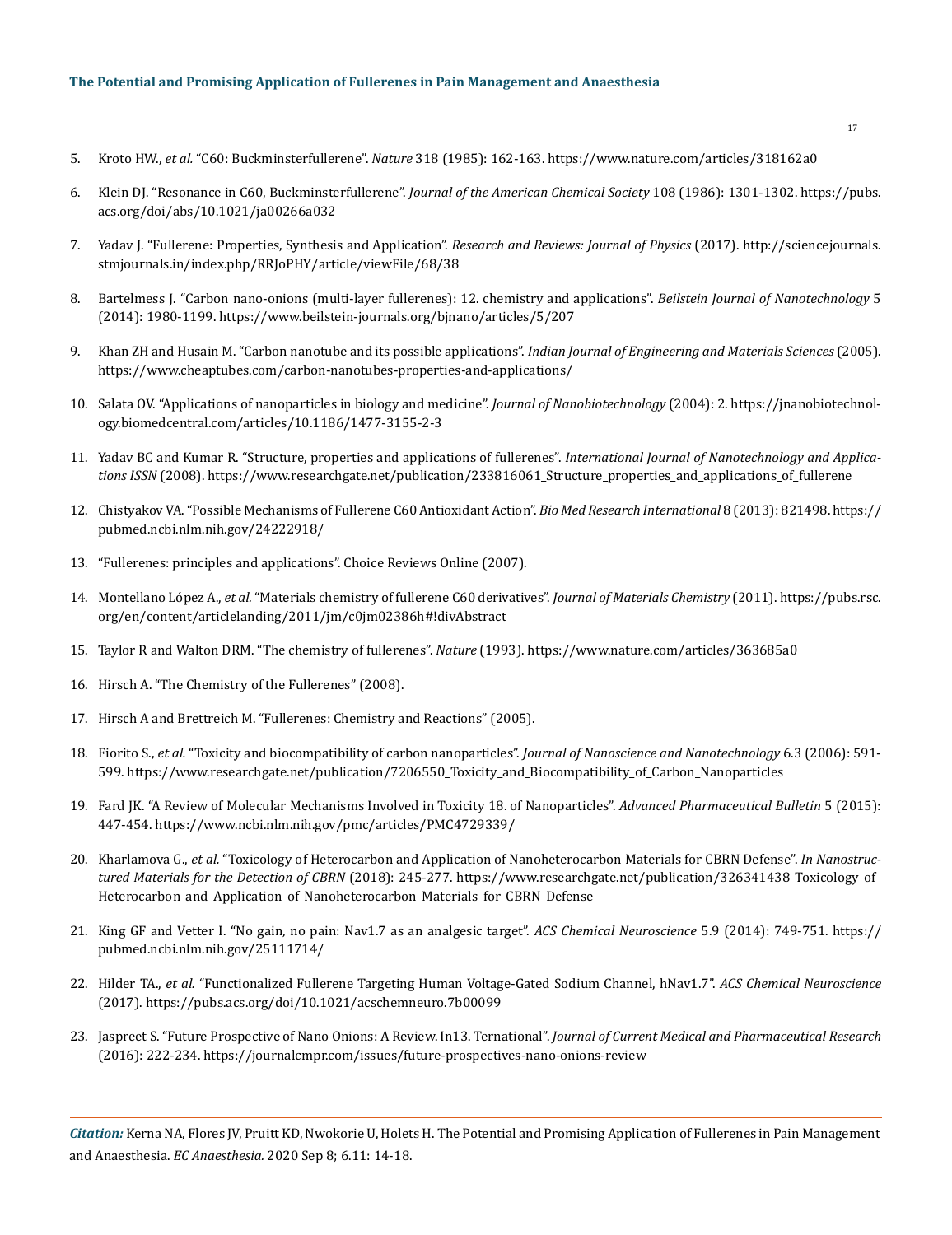5. Kroto HW., *et al.* "C60: Buckminsterfullerene". *Nature* 318 (1985): 162-163. https://www.nature.com/articles/318162a0

6. Klein DJ. "Resonance in C60, Buckminsterfullerene". *Journal of the American Chemical Society* 108 (1986): 1301-1302. https://pubs.acs.org/doi/abs/10.1021/ja00266a032

7. Yadav J. "Fullerene: Properties, Synthesis and Application". *Research and Reviews: Journal of Physics* (2017). http://sciencejournals.stmjournals.in/index.php/RRJoPHY/article/viewFile/68/38

8. Bartelmess J. "Carbon nano-onions (multi-layer fullerenes): 12. chemistry and applications". *Beilstein Journal of Nanotechnology* 5 (2014): 1980-1199. https://www.beilstein-journals.org/bjnano/articles/5/207

9. Khan ZH and Husain M. "Carbon nanotube and its possible applications". *Indian Journal of Engineering and Materials Sciences* (2005). https://www.cheaptubes.com/carbon-nanotubes-properties-and-applications/

10. Salata OV. "Applications of nanoparticles in biology and medicine". *Journal of Nanobiotechnology* (2004): 2. https://jnanobiotechnology.biomedcentral.com/articles/10.1186/1477-3155-2-3

11. Yadav BC and Kumar R. "Structure, properties and applications of fullerenes". *International Journal of Nanotechnology and Applications ISSN* (2008). https://www.researchgate.net/publication/233816061_Structure_properties_and_applications_of_fullerene

12. Chistyakov VA. "Possible Mechanisms of Fullerene C60 Antioxidant Action". *Bio Med Research International* 8 (2013): 821498. https://pubmed.ncbi.nlm.nih.gov/24222918/

13. "Fullerenes: principles and applications". Choice Reviews Online (2007).

14. Montellano López A., *et al.* "Materials chemistry of fullerene C60 derivatives". *Journal of Materials Chemistry* (2011). https://pubs.rsc.org/en/content/articlelanding/2011/jm/c0jm02386h#!divAbstract

15. Taylor R and Walton DRM. "The chemistry of fullerenes". *Nature* (1993). https://www.nature.com/articles/363685a0

16. Hirsch A. "The Chemistry of the Fullerenes" (2008).

17. Hirsch A and Brettreich M. "Fullerenes: Chemistry and Reactions" (2005).

18. Fiorito S., *et al.* "Toxicity and biocompatibility of carbon nanoparticles". *Journal of Nanoscience and Nanotechnology* 6.3 (2006): 591-599. https://www.researchgate.net/publication/7206550_Toxicity_and_Biocompatibility_of_Carbon_Nanoparticles

19. Fard JK. "A Review of Molecular Mechanisms Involved in Toxicity 18. of Nanoparticles". *Advanced Pharmaceutical Bulletin* 5 (2015): 447-454. https://www.ncbi.nlm.nih.gov/pmc/articles/PMC4729339/

20. Kharlamova G., *et al.* "Toxicology of Heterocarbon and Application of Nanoheterocarbon Materials for CBRN Defense". *In Nanostructured Materials for the Detection of CBRN* (2018): 245-277. https://www.researchgate.net/publication/326341438_Toxicology_of_Heterocarbon_and_Application_of_Nanoheterocarbon_Materials_for_CBRN_Defense

21. King GF and Vetter I. "No gain, no pain: Nav1.7 as an analgesic target". *ACS Chemical Neuroscience* 5.9 (2014): 749-751. https://pubmed.ncbi.nlm.nih.gov/25111714/

22. Hilder TA., *et al.* "Functionalized Fullerene Targeting Human Voltage-Gated Sodium Channel, hNav1.7". *ACS Chemical Neuroscience* (2017). https://pubs.acs.org/doi/10.1021/acschemneuro.7b00099

23. Jaspreet S. "Future Prospective of Nano Onions: A Review. In13. Ternational". *Journal of Current Medical and Pharmaceutical Research* (2016): 222-234. https://journalcmpr.com/issues/future-prospectives-nano-onions-review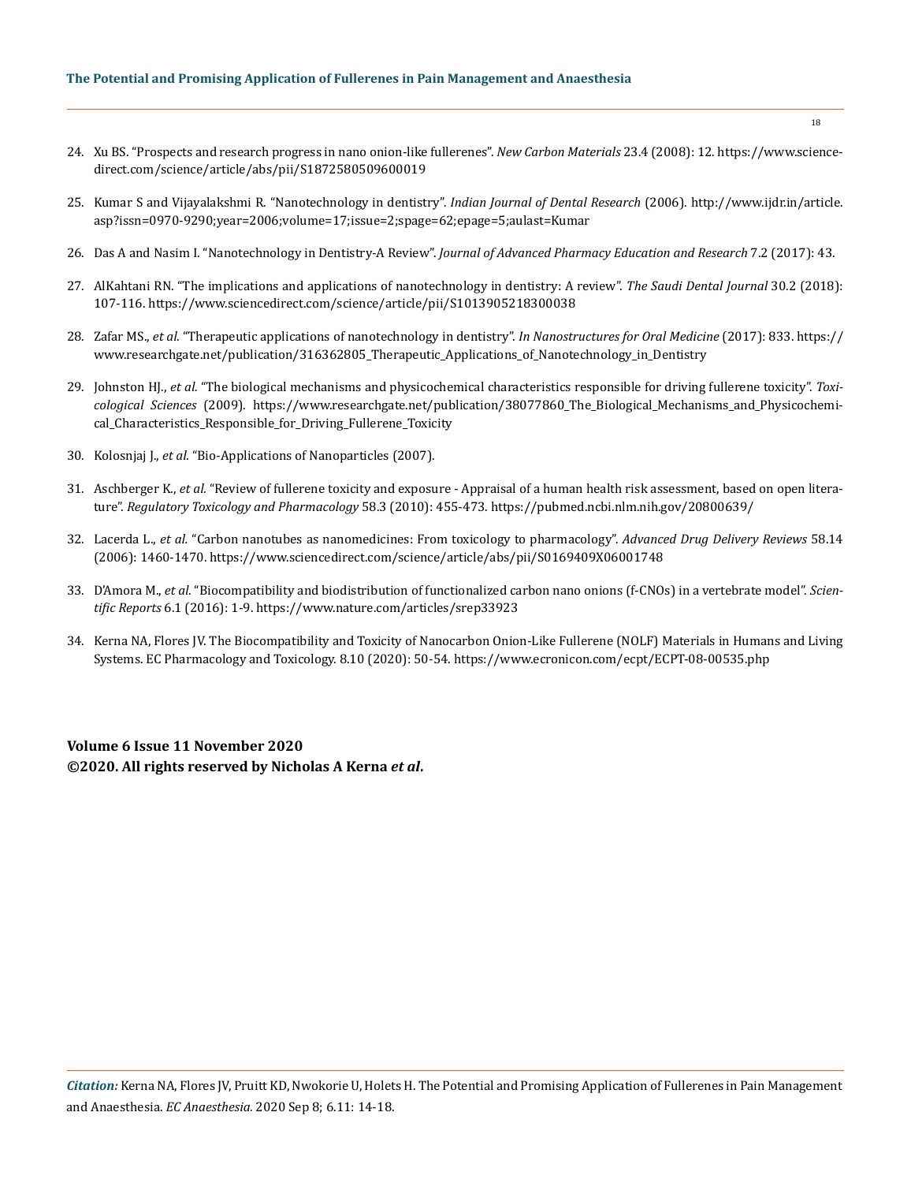24. Xu BS. "Prospects and research progress in nano onion-like fullerenes". *New Carbon Materials* 23.4 (2008): 12. https://www.sciencedirect.com/science/article/abs/pii/S1872580509600019

25. Kumar S and Vijayalakshmi R. "Nanotechnology in dentistry". *Indian Journal of Dental Research* (2006). http://www.ijdr.in/article.asp?issn=0970-9290;year=2006;volume=17;issue=2;spage=62;epage=5;aulast=Kumar

26. Das A and Nasim I. "Nanotechnology in Dentistry-A Review". *Journal of Advanced Pharmacy Education and Research* 7.2 (2017): 43.

27. AlKahtani RN. "The implications and applications of nanotechnology in dentistry: A review". *The Saudi Dental Journal* 30.2 (2018): 107-116. https://www.sciencedirect.com/science/article/pii/S1013905218300038

28. Zafar MS., *et al.* "Therapeutic applications of nanotechnology in dentistry". *In Nanostructures for Oral Medicine* (2017): 833. https://www.researchgate.net/publication/316362805_Therapeutic_Applications_of_Nanotechnology_in_Dentistry

29. Johnston HJ., *et al.* "The biological mechanisms and physicochemical characteristics responsible for driving fullerene toxicity". *Toxicological Sciences* (2009). https://www.researchgate.net/publication/38077860_The_Biological_Mechanisms_and_Physicochemical_Characteristics_Responsible_for_Driving_Fullerene_Toxicity

30. Kolosnjaj J., *et al.* "Bio-Applications of Nanoparticles (2007).

31. Aschberger K., *et al.* "Review of fullerene toxicity and exposure - Appraisal of a human health risk assessment, based on open literature". *Regulatory Toxicology and Pharmacology* 58.3 (2010): 455-473. https://pubmed.ncbi.nlm.nih.gov/20800639/

32. Lacerda L., *et al.* "Carbon nanotubes as nanomedicines: From toxicology to pharmacology". *Advanced Drug Delivery Reviews* 58.14 (2006): 1460-1470. https://www.sciencedirect.com/science/article/abs/pii/S0169409X06001748

33. D'Amora M., *et al.* "Biocompatibility and biodistribution of functionalized carbon nano onions (f-CNOs) in a vertebrate model". *Scientific Reports* 6.1 (2016): 1-9. https://www.nature.com/articles/srep33923

34. Kerna NA, Flores JV. The Biocompatibility and Toxicity of Nanocarbon Onion-Like Fullerene (NOLF) Materials in Humans and Living Systems. EC Pharmacology and Toxicology. 8.10 (2020): 50-54. https://www.ecronicon.com/ecpt/ECPT-08-00535.php

**Volume 6 Issue 11 November 2020**
**©2020. All rights reserved by Nicholas A Kerna *et al*.**